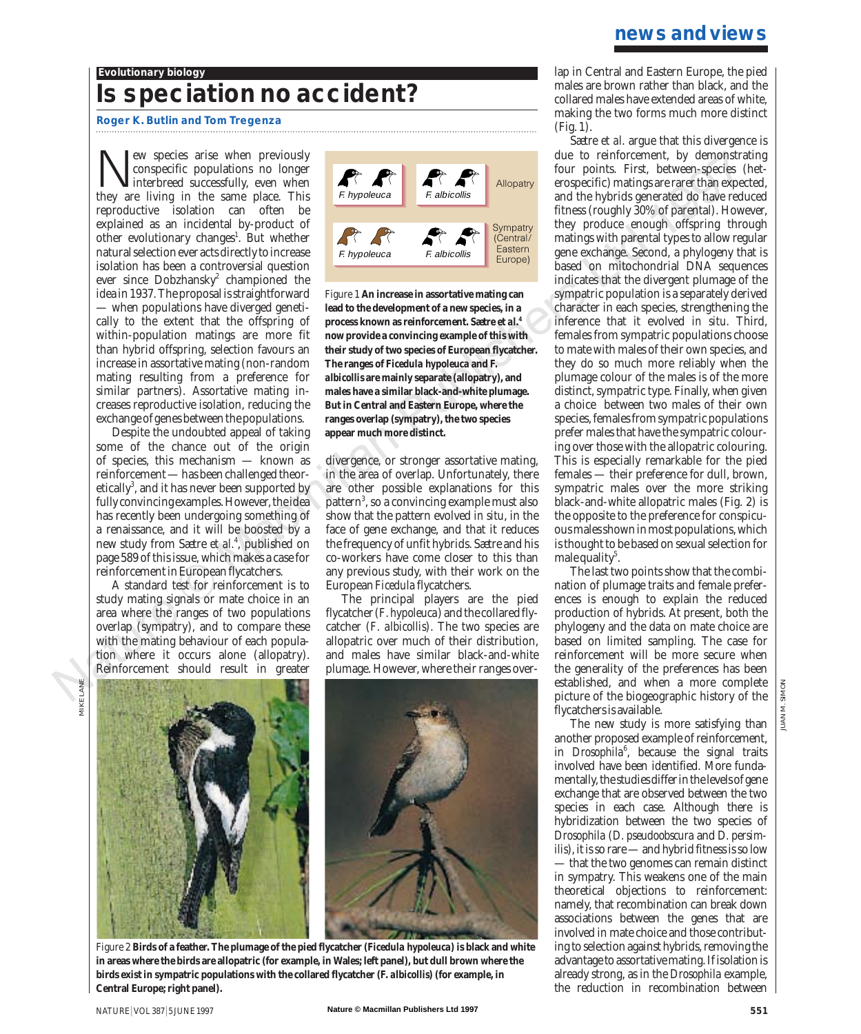Evolutionary biology

# Is speciation no accident?

**Roger K. Butlin and Tom Tregenza**

New species arise when previously conspecific populations no longer interbreed successfully, even when they are living in the same place. This reproductive isolation can often be explained as an incidental by-product of other evolutionary changes[1]. But whether natural selection ever acts directly to increase isolation has been a controversial question ever since Dobzhansky[2] championed the idea in 1937. The proposal is straightforward — when populations have diverged genetically to the extent that the offspring of within-population matings are more fit than hybrid offspring, selection favours an increase in assortative mating (non-random mating resulting from a preference for similar partners). Assortative mating increases reproductive isolation, reducing the exchange of genes between the populations.

Despite the undoubted appeal of taking some of the chance out of the origin of species, this mechanism — known as reinforcement — has been challenged theoretically[3], and it has never been supported by fully convincing examples. However, the idea has recently been undergoing something of a renaissance, and it will be boosted by a new study from Sætre et al.[4], published on page 589 of this issue, which makes a case for reinforcement in European flycatchers.

A standard test for reinforcement is to study mating signals or mate choice in an area where the ranges of two populations overlap (sympatry), and to compare these with the mating behaviour of each population where it occurs alone (allopatry). Reinforcement should result in greater divergence, or stronger assortative mating, in the area of overlap. Unfortunately, there are other possible explanations for this pattern[3], so a convincing example must also show that the pattern evolved *in situ*, in the face of gene exchange, and that it reduces the frequency of unfit hybrids. Sætre and his co-workers have come closer to this than any previous study, with their work on the European *Ficedula* flycatchers.

Figure 1 **An increase in assortative mating can lead to the development of a new species, in a process known as reinforcement. Sætre et al.[4] now provide a convincing example of this with their study of two species of European flycatcher. The ranges of *Ficedula hypoleuca* and *F. albicollis* are mainly separate (allopatry), and males have a similar black-and-white plumage. But in Central and Eastern Europe, where the ranges overlap (sympatry), the two species appear much more distinct.**

The principal players are the pied flycatcher (*F. hypoleuca*) and the collared flycatcher (*F. albicollis*). The two species are allopatric over much of their distribution, and males have similar black-and-white plumage. However, where their ranges overlap in Central and Eastern Europe, the pied males are brown rather than black, and the collared males have extended areas of white, making the two forms much more distinct (Fig. 1).

Sætre *et al.* argue that this divergence is due to reinforcement, by demonstrating four points. First, between-species (heterospecific) matings are rarer than expected, and the hybrids generated do have reduced fitness (roughly 30% of parental). However, they produce enough offspring through matings with parental types to allow regular gene exchange. Second, a phylogeny that is based on mitochondrial DNA sequences indicates that the divergent plumage of the sympatric population is a separately derived character in each species, strengthening the inference that it evolved *in situ*. Third, females from sympatric populations choose to mate with males of their own species, and they do so much more reliably when the plumage colour of the males is of the more distinct, sympatric type. Finally, when given a choice between two males of their own species, females from sympatric populations prefer males that have the sympatric colouring over those with the allopatric colouring. This is especially remarkable for the pied females — their preference for dull, brown, sympatric males over the more striking black-and-white allopatric males (Fig. 2) is the opposite to the preference for conspicuous males shown in most populations, which is thought to be based on sexual selection for male quality[5].

The last two points show that the combination of plumage traits and female preferences is enough to explain the reduced production of hybrids. At present, both the phylogeny and the data on mate choice are based on limited sampling. The case for reinforcement will be more secure when the generality of the preferences has been established, and when a more complete picture of the biogeographic history of the flycatchers is available.

The new study is more satisfying than another proposed example of reinforcement, in *Drosophila*[6], because the signal traits involved have been identified. More fundamentally, the studies differ in the levels of gene exchange that are observed between the two species in each case. Although there is hybridization between the two species of *Drosophila* (*D. pseudoobscura* and *D. persimilis*), it is so rare — and hybrid fitness is so low — that the two genomes can remain distinct in sympatry. This weakens one of the main theoretical objections to reinforcement: namely, that recombination can break down associations between the genes that are involved in mate choice and those contributing to selection against hybrids, removing the advantage to assortative mating. If isolation is already strong, as in the *Drosophila* example, the reduction in recombination between

Figure 2 **Birds of a feather. The plumage of the pied flycatcher (*Ficedula hypoleuca*) is black and white in areas where the birds are allopatric (for example, in Wales; left panel), but dull brown where the birds exist in sympatric populations with the collared flycatcher (*F. albicollis*) (for example, in Central Europe; right panel).**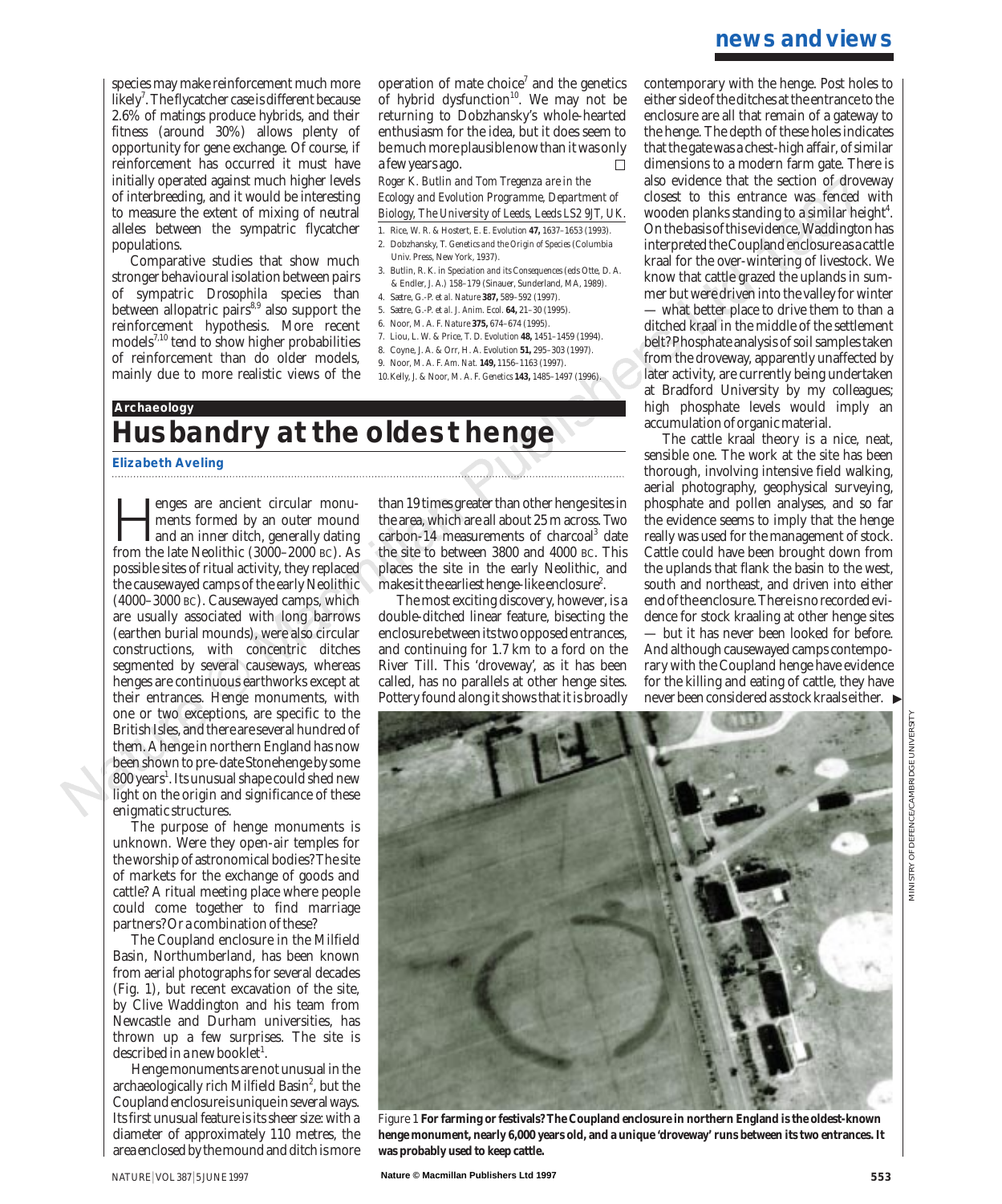species may make reinforcement much more likely[7]. The flycatcher case is different because 2.6% of matings produce hybrids, and their fitness (around 30%) allows plenty of opportunity for gene exchange. Of course, if reinforcement has occurred it must have initially operated against much higher levels of interbreeding, and it would be interesting to measure the extent of mixing of neutral alleles between the sympatric flycatcher populations.

Comparative studies that show much stronger behavioural isolation between pairs of sympatric *Drosophila* species than between allopatric pairs[8,9] also support the reinforcement hypothesis. More recent models[7,10] tend to show higher probabilities of reinforcement than do older models, mainly due to more realistic views of the operation of mate choice[7] and the genetics of hybrid dysfunction[10]. We may not be returning to Dobzhansky's whole-hearted enthusiasm for the idea, but it does seem to be much more plausible now than it was only a few years ago. □

*Roger K. Butlin and Tom Tregenza are in the Ecology and Evolution Programme, Department of Biology, The University of Leeds, Leeds LS2 9JT, UK.*

1. Rice, W. R. & Hostert, E. E. *Evolution* **47,** 1637–1653 (1993).
2. Dobzhansky, T. *Genetics and the Origin of Species* (Columbia Univ. Press, New York, 1937).
3. Butlin, R. K. in *Speciation and its Consequences* (eds Otte, D. A. & Endler, J. A.) 158–179 (Sinauer, Sunderland, MA, 1989).
4. Sætre, G.-P. *et al. Nature* **387,** 589–592 (1997).
5. Sætre, G.-P. *et al. J. Anim. Ecol.* **64,** 21–30 (1995).
6. Noor, M. A. F. *Nature* **375,** 674–674 (1995).
7. Liou, L. W. & Price, T. D. *Evolution* **48,** 1451–1459 (1994).
8. Coyne, J. A. & Orr, H. A. *Evolution* **51,** 295–303 (1997).
9. Noor, M. A. F. *Am. Nat.* **149,** 1156–1163 (1997).
10. Kelly, J. & Noor, M. A. F. *Genetics* **143,** 1485–1497 (1996).

**Archaeology**

# Husbandry at the oldest henge

**Elizabeth Aveling**

Henges are ancient circular monuments formed by an outer mound and an inner ditch, generally dating from the late Neolithic (3000–2000 BC). As possible sites of ritual activity, they replaced the causewayed camps of the early Neolithic (4000–3000 BC). Causewayed camps, which are usually associated with long barrows (earthen burial mounds), were also circular constructions, with concentric ditches segmented by several causeways, whereas henges are continuous earthworks except at their entrances. Henge monuments, with one or two exceptions, are specific to the British Isles, and there are several hundred of them. A henge in northern England has now been shown to pre-date Stonehenge by some 800 years[1]. Its unusual shape could shed new light on the origin and significance of these enigmatic structures.

The purpose of henge monuments is unknown. Were they open-air temples for the worship of astronomical bodies? The site of markets for the exchange of goods and cattle? A ritual meeting place where people could come together to find marriage partners? Or a combination of these?

The Coupland enclosure in the Milfield Basin, Northumberland, has been known from aerial photographs for several decades (Fig. 1), but recent excavation of the site, by Clive Waddington and his team from Newcastle and Durham universities, has thrown up a few surprises. The site is described in a new booklet[1].

Henge monuments are not unusual in the archaeologically rich Milfield Basin[2], but the Coupland enclosure is unique in several ways. Its first unusual feature is its sheer size: with a diameter of approximately 110 metres, the area enclosed by the mound and ditch is more than 19 times greater than other henge sites in the area, which are all about 25 m across. Two carbon-14 measurements of charcoal[3] date the site to between 3800 and 4000 BC. This places the site in the early Neolithic, and makes it the earliest henge-like enclosure[2].

The most exciting discovery, however, is a double-ditched linear feature, bisecting the enclosure between its two opposed entrances, and continuing for 1.7 km to a ford on the River Till. This 'droveway', as it has been called, has no parallels at other henge sites. Pottery found along it shows that it is broadly contemporary with the henge. Post holes to either side of the ditches at the entrance to the enclosure are all that remain of a gateway to the henge. The depth of these holes indicates that the gate was a chest-high affair, of similar dimensions to a modern farm gate. There is also evidence that the section of droveway closest to this entrance was fenced with wooden planks standing to a similar height[4]. On the basis of this evidence, Waddington has interpreted the Coupland enclosure as a cattle kraal for the over-wintering of livestock. We know that cattle grazed the uplands in summer but were driven into the valley for winter — what better place to drive them to than a ditched kraal in the middle of the settlement belt? Phosphate analysis of soil samples taken from the droveway, apparently unaffected by later activity, are currently being undertaken at Bradford University by my colleagues; high phosphate levels would imply an accumulation of organic material.

The cattle kraal theory is a nice, neat, sensible one. The work at the site has been thorough, involving intensive field walking, aerial photography, geophysical surveying, phosphate and pollen analyses, and so far the evidence seems to imply that the henge really was used for the management of stock. Cattle could have been brought down from the uplands that flank the basin to the west, south and northeast, and driven into either end of the enclosure. There is no recorded evidence for stock kraaling at other henge sites — but it has never been looked for before. And although causewayed camps contemporary with the Coupland henge have evidence for the killing and eating of cattle, they have never been considered as stock kraals either. ▶

MINISTRY OF DEFENCE/CAMBRIDGE UNIVERSITY

Figure 1 **For farming or festivals? The Coupland enclosure in northern England is the oldest-known henge monument, nearly 6,000 years old, and a unique 'droveway' runs between its two entrances. It was probably used to keep cattle.**